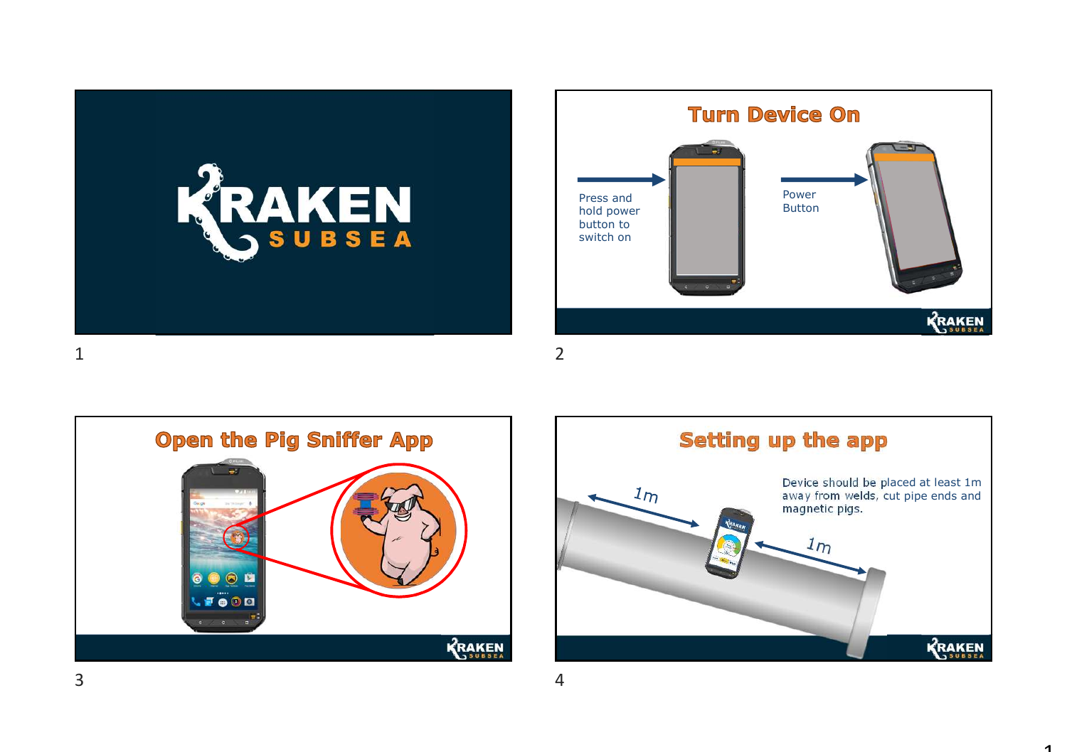KRAKEN SUBSEA

## Turn Device On

Press and hold power button to switch on

Power Button

## Open the Pig Sniffer App

## Setting up the app

1m

1m

Device should be placed at least 1m away from welds, cut pipe ends and magnetic pigs.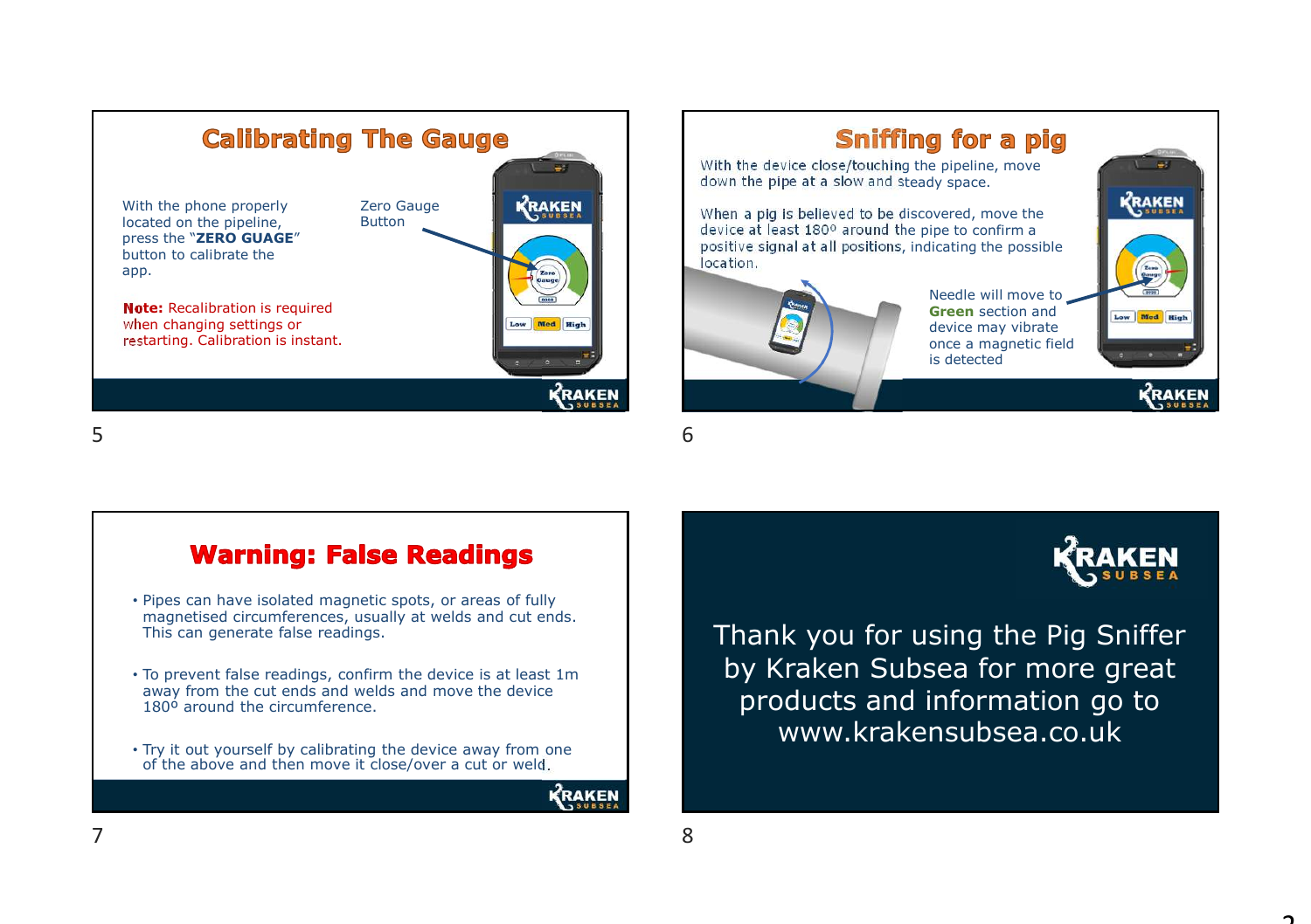## Calibrating The Gauge

With the phone properly located on the pipeline, press the "**ZERO GUAGE**" button to calibrate the app.

Zero Gauge Button

**Note:** Recalibration is required when changing settings or restarting. Calibration is instant.

## Sniffing for a pig

With the device close/touching the pipeline, move down the pipe at a slow and steady space.

When a pig is believed to be discovered, move the device at least 180º around the pipe to confirm a positive signal at all positions, indicating the possible location.

Needle will move to **Green** section and device may vibrate once a magnetic field is detected

## Warning: False Readings

- Pipes can have isolated magnetic spots, or areas of fully magnetised circumferences, usually at welds and cut ends. This can generate false readings.
- To prevent false readings, confirm the device is at least 1m away from the cut ends and welds and move the device 180º around the circumference.
- Try it out yourself by calibrating the device away from one of the above and then move it close/over a cut or weld.

KRAKEN SUBSEA

Thank you for using the Pig Sniffer by Kraken Subsea for more great products and information go to www.krakensubsea.co.uk